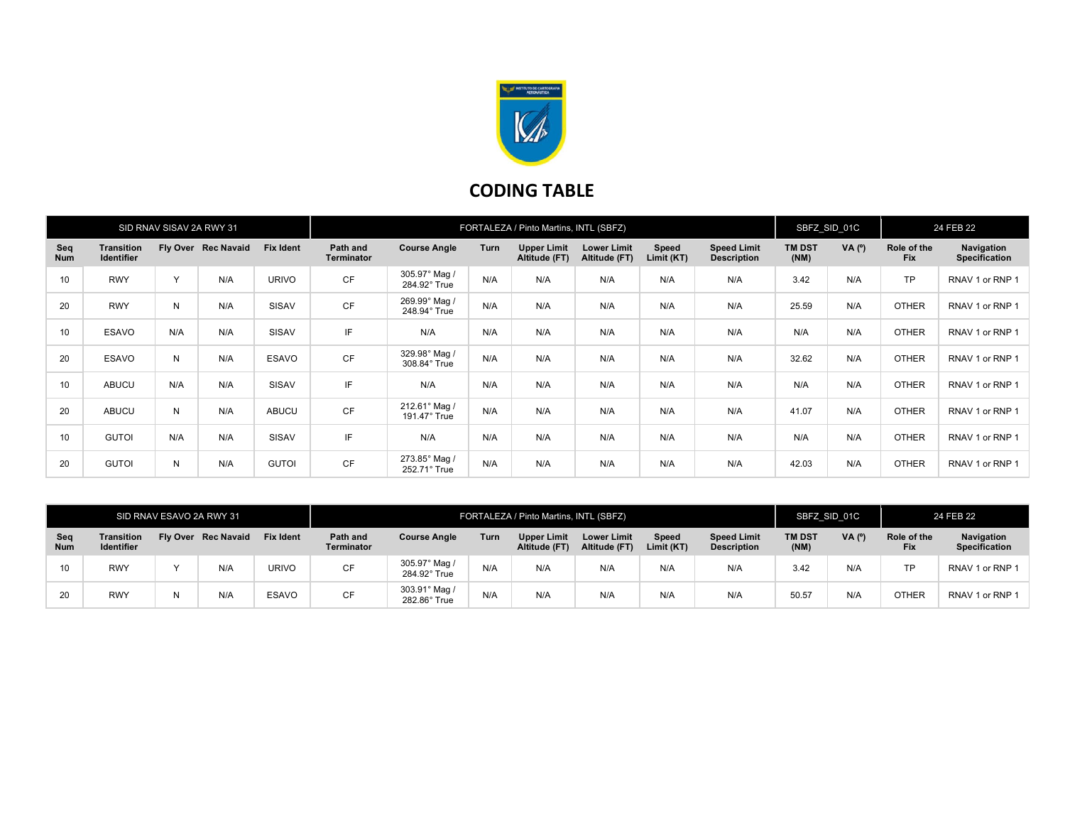# CODING TABLE

| SID RNAV SISAV 2A RWY 31 | | | | | FORTALEZA / Pinto Martins, INTL (SBFZ) | | | | | | | SBFZ_SID_01C | | 24 FEB 22 | |
|---|---|---|---|---|---|---|---|---|---|---|---|---|---|---|---|
| Seq Num | Transition Identifier | Fly Over | Rec Navaid | Fix Ident | Path and Terminator | Course Angle | Turn | Upper Limit Altitude (FT) | Lower Limit Altitude (FT) | Speed Limit (KT) | Speed Limit Description | TM DST (NM) | VA (º) | Role of the Fix | Navigation Specification |
| 10 | RWY | Y | N/A | URIVO | CF | 305.97° Mag / 284.92° True | N/A | N/A | N/A | N/A | N/A | 3.42 | N/A | TP | RNAV 1 or RNP 1 |
| 20 | RWY | N | N/A | SISAV | CF | 269.99° Mag / 248.94° True | N/A | N/A | N/A | N/A | N/A | 25.59 | N/A | OTHER | RNAV 1 or RNP 1 |
| 10 | ESAVO | N/A | N/A | SISAV | IF | N/A | N/A | N/A | N/A | N/A | N/A | N/A | N/A | OTHER | RNAV 1 or RNP 1 |
| 20 | ESAVO | N | N/A | ESAVO | CF | 329.98° Mag / 308.84° True | N/A | N/A | N/A | N/A | N/A | 32.62 | N/A | OTHER | RNAV 1 or RNP 1 |
| 10 | ABUCU | N/A | N/A | SISAV | IF | N/A | N/A | N/A | N/A | N/A | N/A | N/A | N/A | OTHER | RNAV 1 or RNP 1 |
| 20 | ABUCU | N | N/A | ABUCU | CF | 212.61° Mag / 191.47° True | N/A | N/A | N/A | N/A | N/A | 41.07 | N/A | OTHER | RNAV 1 or RNP 1 |
| 10 | GUTOI | N/A | N/A | SISAV | IF | N/A | N/A | N/A | N/A | N/A | N/A | N/A | N/A | OTHER | RNAV 1 or RNP 1 |
| 20 | GUTOI | N | N/A | GUTOI | CF | 273.85° Mag / 252.71° True | N/A | N/A | N/A | N/A | N/A | 42.03 | N/A | OTHER | RNAV 1 or RNP 1 |

| SID RNAV ESAVO 2A RWY 31 | | | | | FORTALEZA / Pinto Martins, INTL (SBFZ) | | | | | | | SBFZ_SID_01C | | 24 FEB 22 | |
|---|---|---|---|---|---|---|---|---|---|---|---|---|---|---|---|
| Seq Num | Transition Identifier | Fly Over | Rec Navaid | Fix Ident | Path and Terminator | Course Angle | Turn | Upper Limit Altitude (FT) | Lower Limit Altitude (FT) | Speed Limit (KT) | Speed Limit Description | TM DST (NM) | VA (º) | Role of the Fix | Navigation Specification |
| 10 | RWY | Y | N/A | URIVO | CF | 305.97° Mag / 284.92° True | N/A | N/A | N/A | N/A | N/A | 3.42 | N/A | TP | RNAV 1 or RNP 1 |
| 20 | RWY | N | N/A | ESAVO | CF | 303.91° Mag / 282.86° True | N/A | N/A | N/A | N/A | N/A | 50.57 | N/A | OTHER | RNAV 1 or RNP 1 |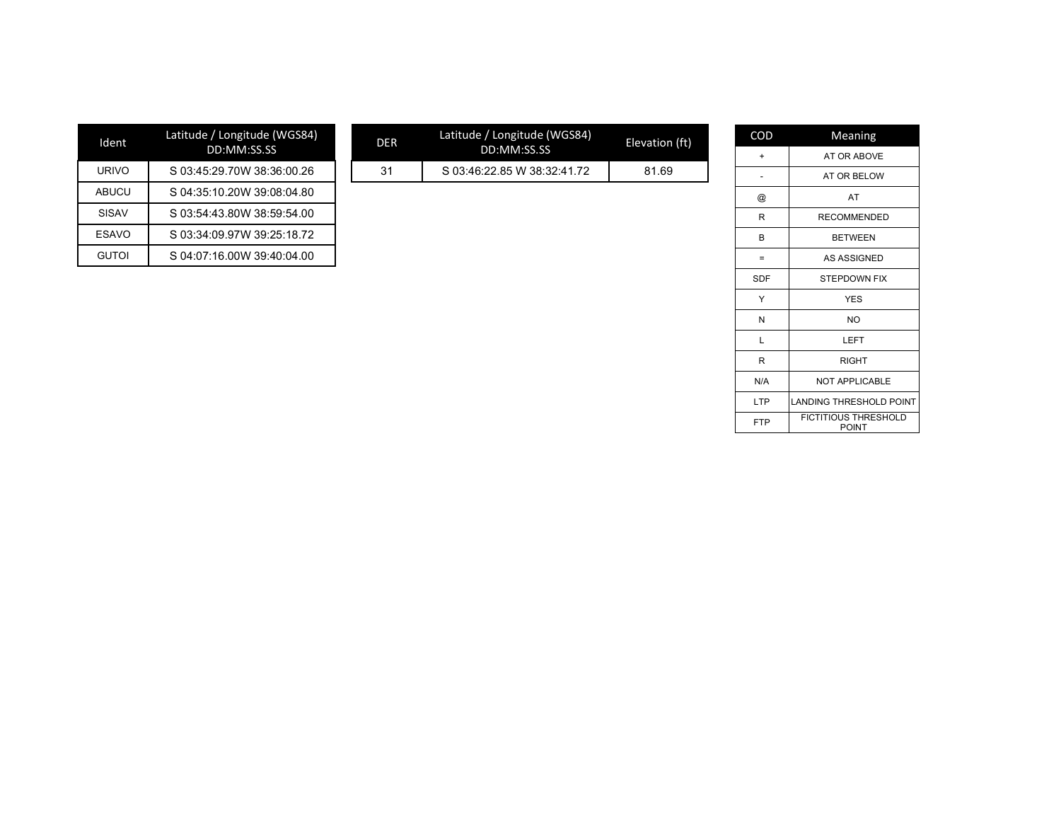| Ident | Latitude / Longitude (WGS84) DD:MM:SS.SS |
|---|---|
| URIVO | S 03:45:29.70W 38:36:00.26 |
| ABUCU | S 04:35:10.20W 39:08:04.80 |
| SISAV | S 03:54:43.80W 38:59:54.00 |
| ESAVO | S 03:34:09.97W 39:25:18.72 |
| GUTOI | S 04:07:16.00W 39:40:04.00 |

| DER | Latitude / Longitude (WGS84) DD:MM:SS.SS | Elevation (ft) |
|---|---|---|
| 31 | S 03:46:22.85 W 38:32:41.72 | 81.69 |

| COD | Meaning |
|---|---|
| + | AT OR ABOVE |
| - | AT OR BELOW |
| @ | AT |
| R | RECOMMENDED |
| B | BETWEEN |
| = | AS ASSIGNED |
| SDF | STEPDOWN FIX |
| Y | YES |
| N | NO |
| L | LEFT |
| R | RIGHT |
| N/A | NOT APPLICABLE |
| LTP | LANDING THRESHOLD POINT |
| FTP | FICTITIOUS THRESHOLD POINT |